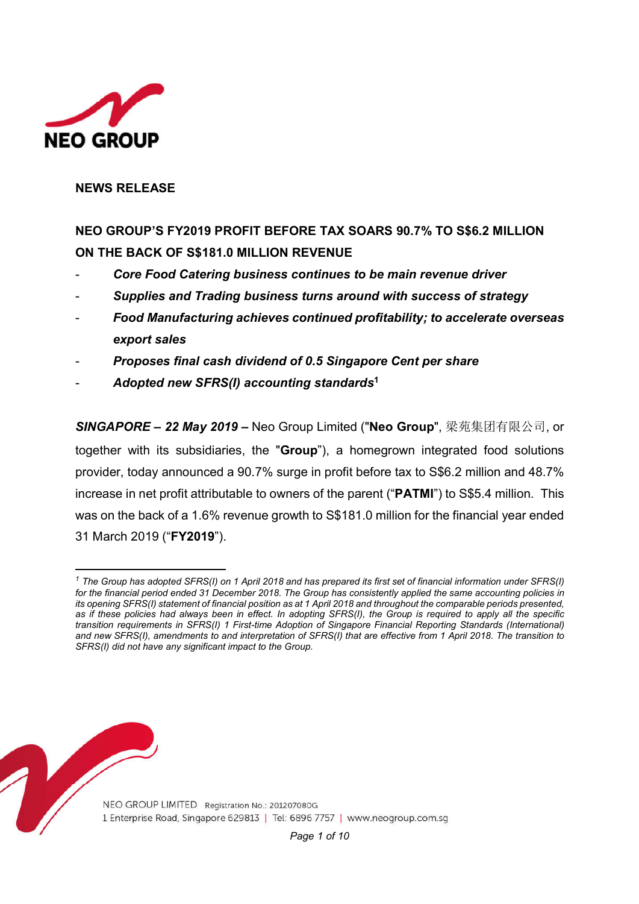NEO GROUP

**NEWS RELEASE**

## NEO GROUP'S FY2019 PROFIT BEFORE TAX SOARS 90.7% TO S$6.2 MILLION ON THE BACK OF S$181.0 MILLION REVENUE

- ***Core Food Catering business continues to be main revenue driver***
- ***Supplies and Trading business turns around with success of strategy***
- ***Food Manufacturing achieves continued profitability; to accelerate overseas export sales***
- ***Proposes final cash dividend of 0.5 Singapore Cent per share***
- ***Adopted new SFRS(I) accounting standards***[1]

***SINGAPORE – 22 May 2019 –*** Neo Group Limited ("**Neo Group**", 梁苑集团有限公司, or together with its subsidiaries, the "**Group**"), a homegrown integrated food solutions provider, today announced a 90.7% surge in profit before tax to S$6.2 million and 48.7% increase in net profit attributable to owners of the parent ("**PATMI**") to S$5.4 million. This was on the back of a 1.6% revenue growth to S$181.0 million for the financial year ended 31 March 2019 ("**FY2019**").

---

[1] *The Group has adopted SFRS(I) on 1 April 2018 and has prepared its first set of financial information under SFRS(I) for the financial period ended 31 December 2018. The Group has consistently applied the same accounting policies in its opening SFRS(I) statement of financial position as at 1 April 2018 and throughout the comparable periods presented, as if these policies had always been in effect. In adopting SFRS(I), the Group is required to apply all the specific transition requirements in SFRS(I) 1 First-time Adoption of Singapore Financial Reporting Standards (International) and new SFRS(I), amendments to and interpretation of SFRS(I) that are effective from 1 April 2018. The transition to SFRS(I) did not have any significant impact to the Group.*

NEO GROUP LIMITED Registration No.: 201207080G
1 Enterprise Road, Singapore 629813 | Tel: 6896 7757 | www.neogroup.com.sg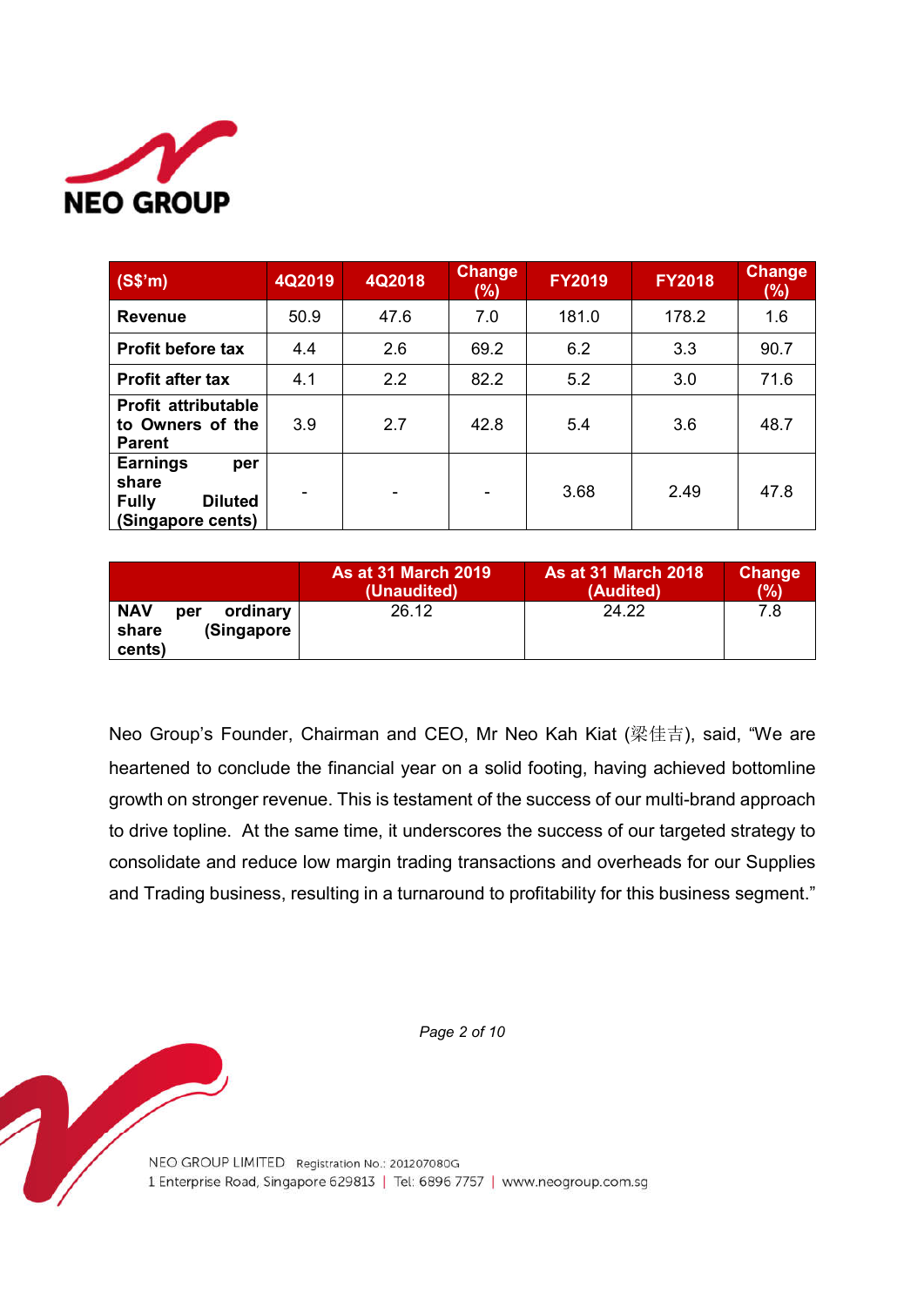| (S$'m) | 4Q2019 | 4Q2018 | Change (%) | FY2019 | FY2018 | Change (%) |
|---|---|---|---|---|---|---|
| **Revenue** | 50.9 | 47.6 | 7.0 | 181.0 | 178.2 | 1.6 |
| **Profit before tax** | 4.4 | 2.6 | 69.2 | 6.2 | 3.3 | 90.7 |
| **Profit after tax** | 4.1 | 2.2 | 82.2 | 5.2 | 3.0 | 71.6 |
| **Profit attributable to Owners of the Parent** | 3.9 | 2.7 | 42.8 | 5.4 | 3.6 | 48.7 |
| **Earnings per share Fully Diluted (Singapore cents)** | - | - | - | 3.68 | 2.49 | 47.8 |

| | As at 31 March 2019 (Unaudited) | As at 31 March 2018 (Audited) | Change (%) |
|---|---|---|---|
| **NAV per ordinary share (Singapore cents)** | 26.12 | 24.22 | 7.8 |

Neo Group's Founder, Chairman and CEO, Mr Neo Kah Kiat (梁佳吉), said, "We are heartened to conclude the financial year on a solid footing, having achieved bottomline growth on stronger revenue. This is testament of the success of our multi-brand approach to drive topline. At the same time, it underscores the success of our targeted strategy to consolidate and reduce low margin trading transactions and overheads for our Supplies and Trading business, resulting in a turnaround to profitability for this business segment."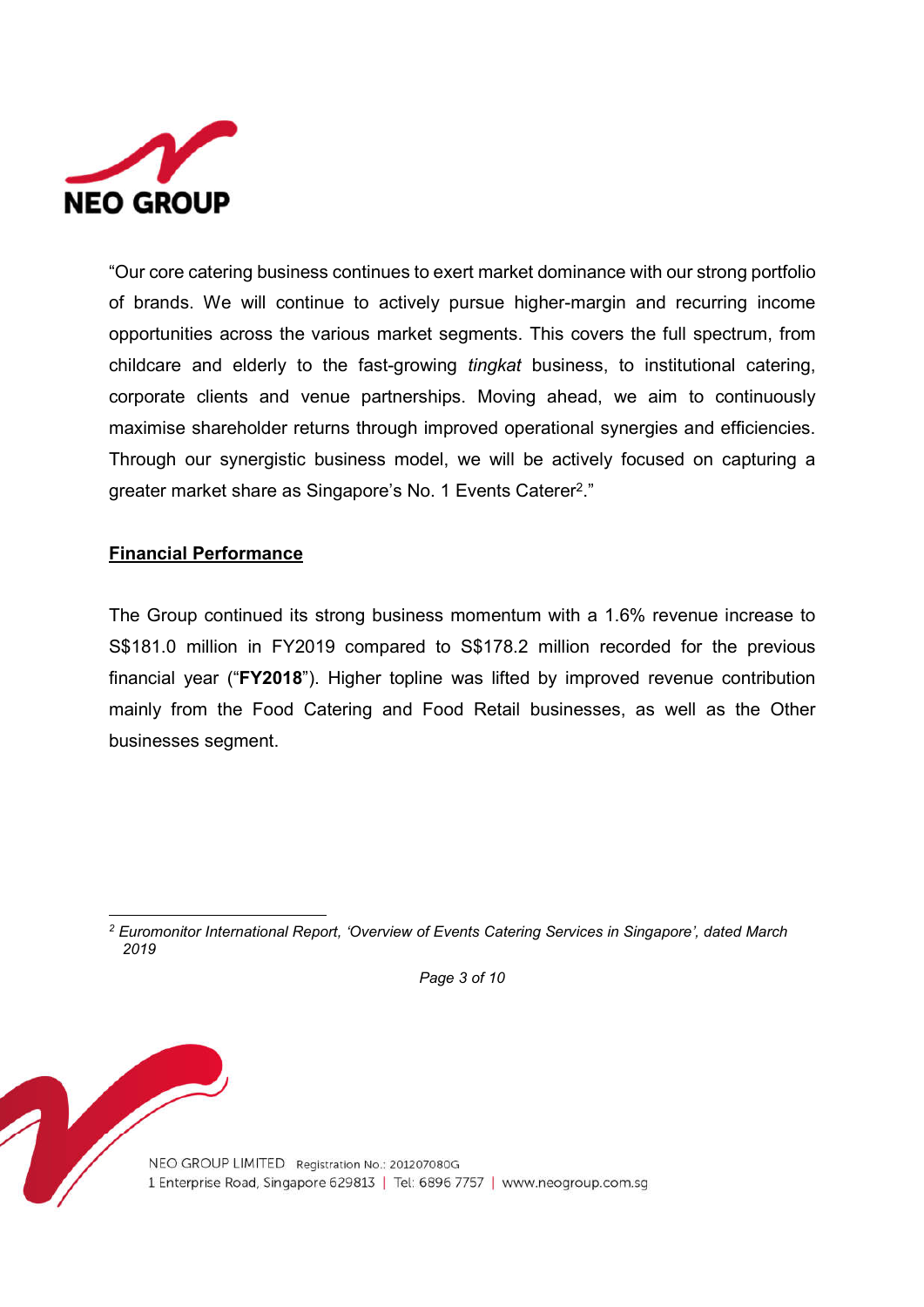"Our core catering business continues to exert market dominance with our strong portfolio of brands. We will continue to actively pursue higher-margin and recurring income opportunities across the various market segments. This covers the full spectrum, from childcare and elderly to the fast-growing *tingkat* business, to institutional catering, corporate clients and venue partnerships. Moving ahead, we aim to continuously maximise shareholder returns through improved operational synergies and efficiencies. Through our synergistic business model, we will be actively focused on capturing a greater market share as Singapore's No. 1 Events Caterer[2]."

**<u>Financial Performance</u>**

The Group continued its strong business momentum with a 1.6% revenue increase to S$181.0 million in FY2019 compared to S$178.2 million recorded for the previous financial year ("**FY2018**"). Higher topline was lifted by improved revenue contribution mainly from the Food Catering and Food Retail businesses, as well as the Other businesses segment.

---

[2] *Euromonitor International Report, 'Overview of Events Catering Services in Singapore', dated March 2019*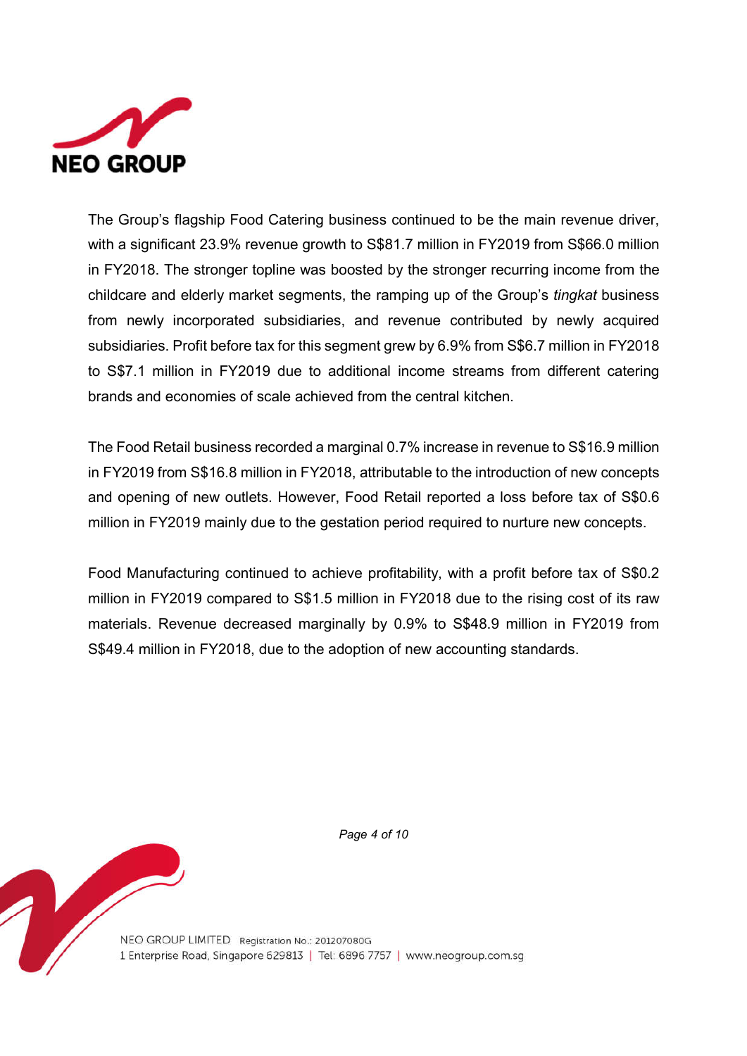The Group's flagship Food Catering business continued to be the main revenue driver, with a significant 23.9% revenue growth to S$81.7 million in FY2019 from S$66.0 million in FY2018. The stronger topline was boosted by the stronger recurring income from the childcare and elderly market segments, the ramping up of the Group's *tingkat* business from newly incorporated subsidiaries, and revenue contributed by newly acquired subsidiaries. Profit before tax for this segment grew by 6.9% from S$6.7 million in FY2018 to S$7.1 million in FY2019 due to additional income streams from different catering brands and economies of scale achieved from the central kitchen.

The Food Retail business recorded a marginal 0.7% increase in revenue to S$16.9 million in FY2019 from S$16.8 million in FY2018, attributable to the introduction of new concepts and opening of new outlets. However, Food Retail reported a loss before tax of S$0.6 million in FY2019 mainly due to the gestation period required to nurture new concepts.

Food Manufacturing continued to achieve profitability, with a profit before tax of S$0.2 million in FY2019 compared to S$1.5 million in FY2018 due to the rising cost of its raw materials. Revenue decreased marginally by 0.9% to S$48.9 million in FY2019 from S$49.4 million in FY2018, due to the adoption of new accounting standards.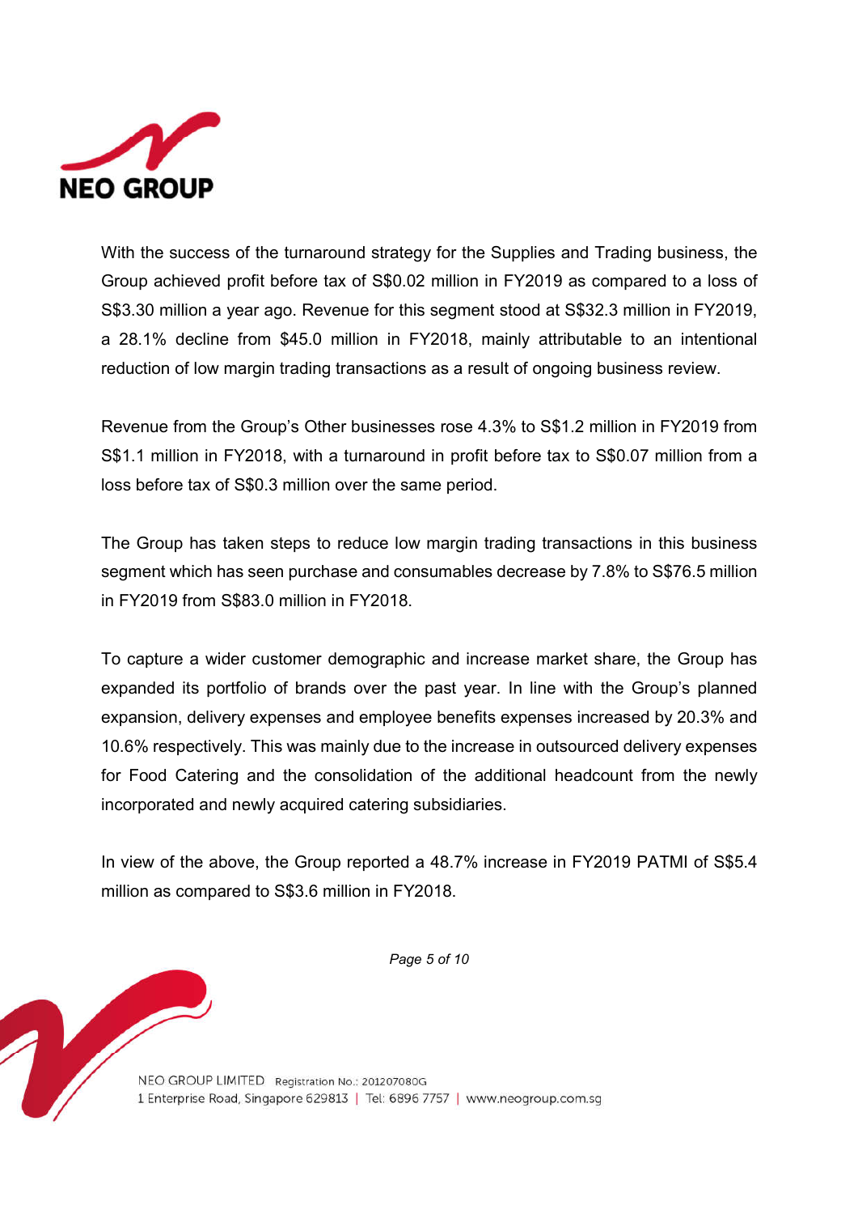With the success of the turnaround strategy for the Supplies and Trading business, the Group achieved profit before tax of S$0.02 million in FY2019 as compared to a loss of S$3.30 million a year ago. Revenue for this segment stood at S$32.3 million in FY2019, a 28.1% decline from $45.0 million in FY2018, mainly attributable to an intentional reduction of low margin trading transactions as a result of ongoing business review.

Revenue from the Group's Other businesses rose 4.3% to S$1.2 million in FY2019 from S$1.1 million in FY2018, with a turnaround in profit before tax to S$0.07 million from a loss before tax of S$0.3 million over the same period.

The Group has taken steps to reduce low margin trading transactions in this business segment which has seen purchase and consumables decrease by 7.8% to S$76.5 million in FY2019 from S$83.0 million in FY2018.

To capture a wider customer demographic and increase market share, the Group has expanded its portfolio of brands over the past year. In line with the Group's planned expansion, delivery expenses and employee benefits expenses increased by 20.3% and 10.6% respectively. This was mainly due to the increase in outsourced delivery expenses for Food Catering and the consolidation of the additional headcount from the newly incorporated and newly acquired catering subsidiaries.

In view of the above, the Group reported a 48.7% increase in FY2019 PATMI of S$5.4 million as compared to S$3.6 million in FY2018.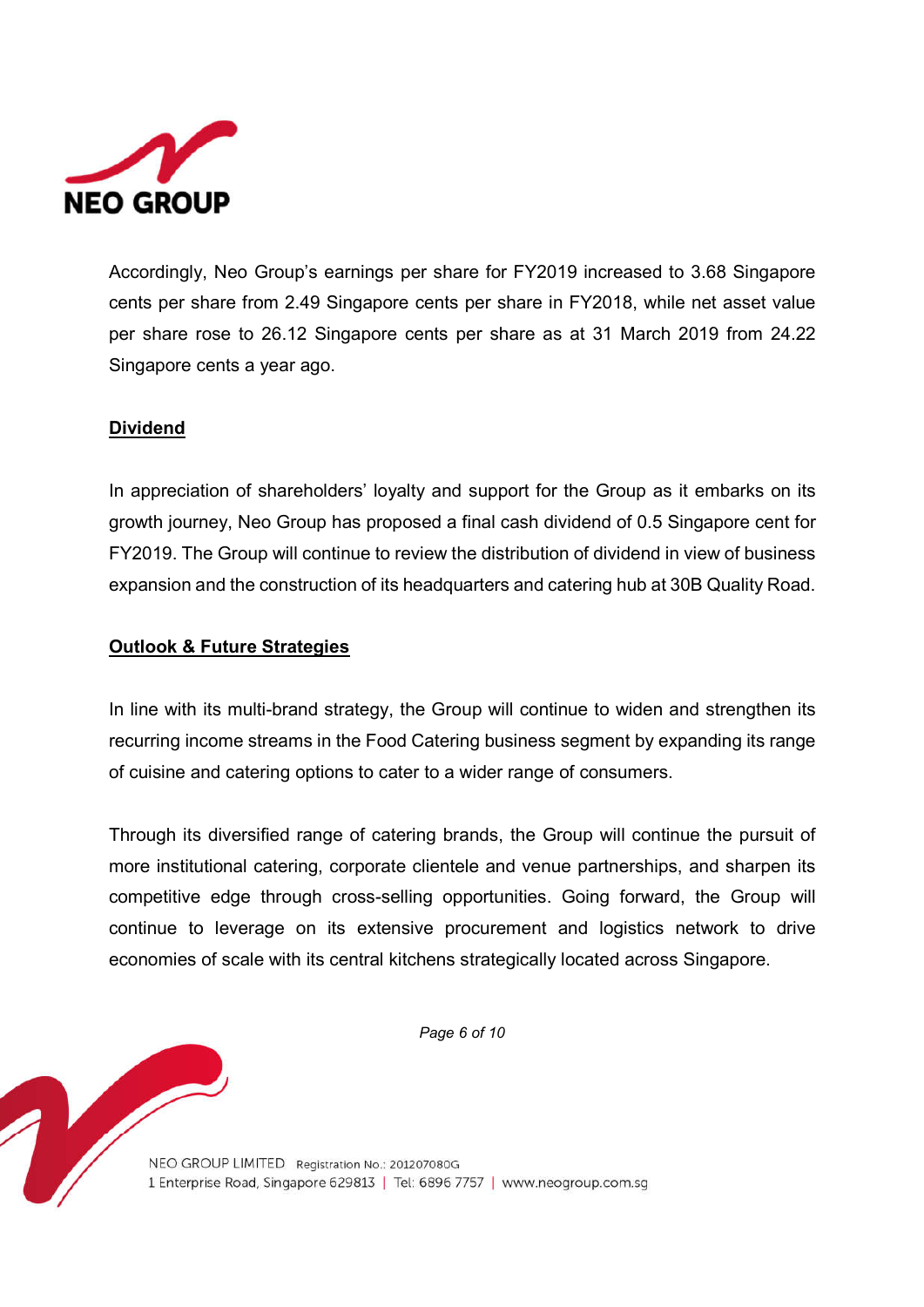Accordingly, Neo Group's earnings per share for FY2019 increased to 3.68 Singapore cents per share from 2.49 Singapore cents per share in FY2018, while net asset value per share rose to 26.12 Singapore cents per share as at 31 March 2019 from 24.22 Singapore cents a year ago.

## Dividend

In appreciation of shareholders' loyalty and support for the Group as it embarks on its growth journey, Neo Group has proposed a final cash dividend of 0.5 Singapore cent for FY2019. The Group will continue to review the distribution of dividend in view of business expansion and the construction of its headquarters and catering hub at 30B Quality Road.

## Outlook & Future Strategies

In line with its multi-brand strategy, the Group will continue to widen and strengthen its recurring income streams in the Food Catering business segment by expanding its range of cuisine and catering options to cater to a wider range of consumers.

Through its diversified range of catering brands, the Group will continue the pursuit of more institutional catering, corporate clientele and venue partnerships, and sharpen its competitive edge through cross-selling opportunities. Going forward, the Group will continue to leverage on its extensive procurement and logistics network to drive economies of scale with its central kitchens strategically located across Singapore.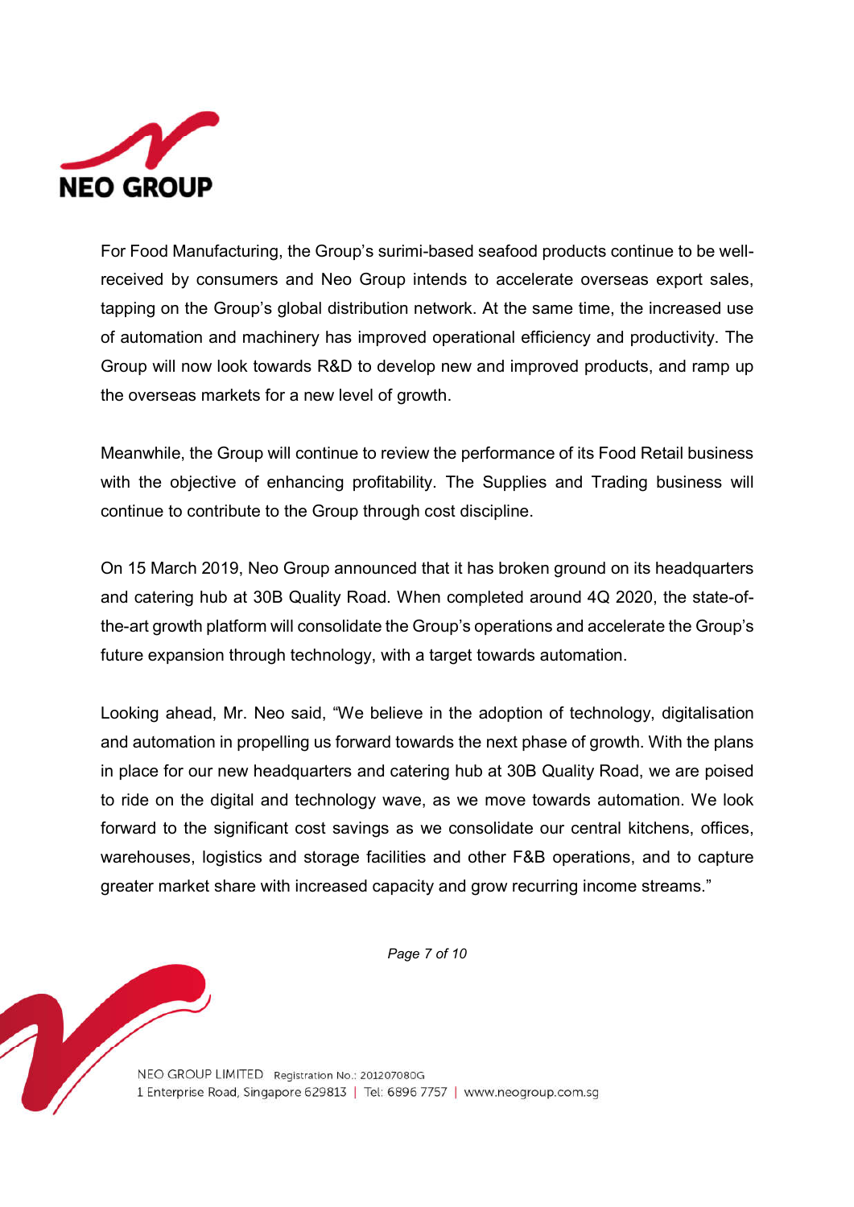For Food Manufacturing, the Group's surimi-based seafood products continue to be well-received by consumers and Neo Group intends to accelerate overseas export sales, tapping on the Group's global distribution network. At the same time, the increased use of automation and machinery has improved operational efficiency and productivity. The Group will now look towards R&D to develop new and improved products, and ramp up the overseas markets for a new level of growth.

Meanwhile, the Group will continue to review the performance of its Food Retail business with the objective of enhancing profitability. The Supplies and Trading business will continue to contribute to the Group through cost discipline.

On 15 March 2019, Neo Group announced that it has broken ground on its headquarters and catering hub at 30B Quality Road. When completed around 4Q 2020, the state-of-the-art growth platform will consolidate the Group's operations and accelerate the Group's future expansion through technology, with a target towards automation.

Looking ahead, Mr. Neo said, "We believe in the adoption of technology, digitalisation and automation in propelling us forward towards the next phase of growth. With the plans in place for our new headquarters and catering hub at 30B Quality Road, we are poised to ride on the digital and technology wave, as we move towards automation. We look forward to the significant cost savings as we consolidate our central kitchens, offices, warehouses, logistics and storage facilities and other F&B operations, and to capture greater market share with increased capacity and grow recurring income streams."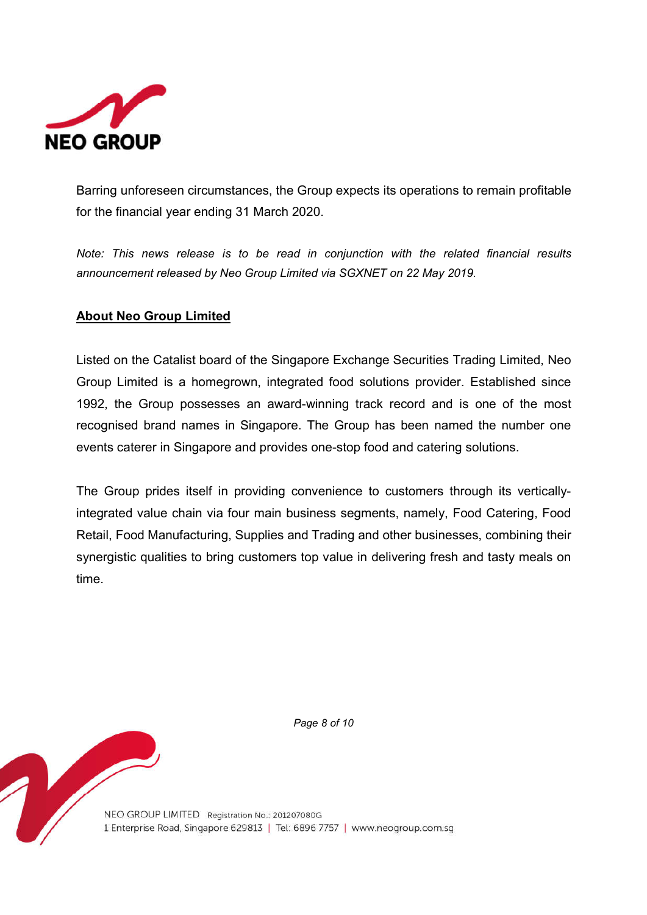Barring unforeseen circumstances, the Group expects its operations to remain profitable for the financial year ending 31 March 2020.

*Note: This news release is to be read in conjunction with the related financial results announcement released by Neo Group Limited via SGXNET on 22 May 2019.*

## About Neo Group Limited

Listed on the Catalist board of the Singapore Exchange Securities Trading Limited, Neo Group Limited is a homegrown, integrated food solutions provider. Established since 1992, the Group possesses an award-winning track record and is one of the most recognised brand names in Singapore. The Group has been named the number one events caterer in Singapore and provides one-stop food and catering solutions.

The Group prides itself in providing convenience to customers through its vertically-integrated value chain via four main business segments, namely, Food Catering, Food Retail, Food Manufacturing, Supplies and Trading and other businesses, combining their synergistic qualities to bring customers top value in delivering fresh and tasty meals on time.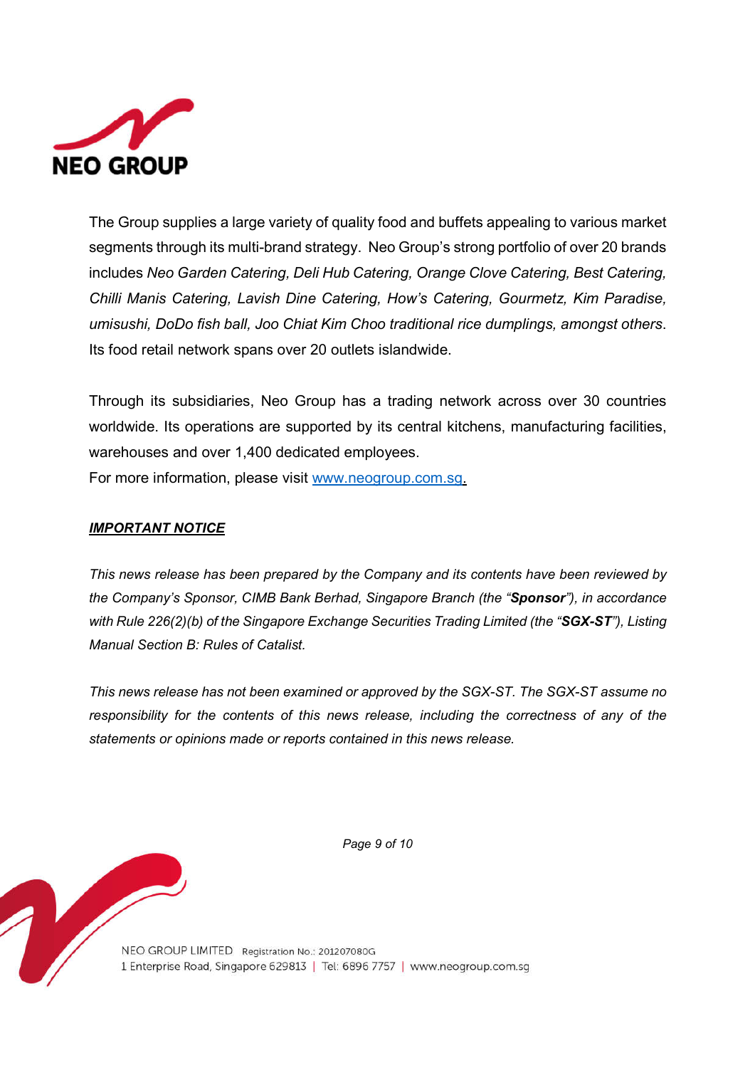The Group supplies a large variety of quality food and buffets appealing to various market segments through its multi-brand strategy. Neo Group's strong portfolio of over 20 brands includes *Neo Garden Catering, Deli Hub Catering, Orange Clove Catering, Best Catering, Chilli Manis Catering, Lavish Dine Catering, How's Catering, Gourmetz, Kim Paradise, umisushi, DoDo fish ball, Joo Chiat Kim Choo traditional rice dumplings, amongst others*. Its food retail network spans over 20 outlets islandwide.

Through its subsidiaries, Neo Group has a trading network across over 30 countries worldwide. Its operations are supported by its central kitchens, manufacturing facilities, warehouses and over 1,400 dedicated employees.
For more information, please visit [www.neogroup.com.sg](http://www.neogroup.com.sg).

***IMPORTANT NOTICE***

*This news release has been prepared by the Company and its contents have been reviewed by the Company's Sponsor, CIMB Bank Berhad, Singapore Branch (the "**Sponsor**"), in accordance with Rule 226(2)(b) of the Singapore Exchange Securities Trading Limited (the "**SGX-ST**"), Listing Manual Section B: Rules of Catalist.*

*This news release has not been examined or approved by the SGX-ST. The SGX-ST assume no responsibility for the contents of this news release, including the correctness of any of the statements or opinions made or reports contained in this news release.*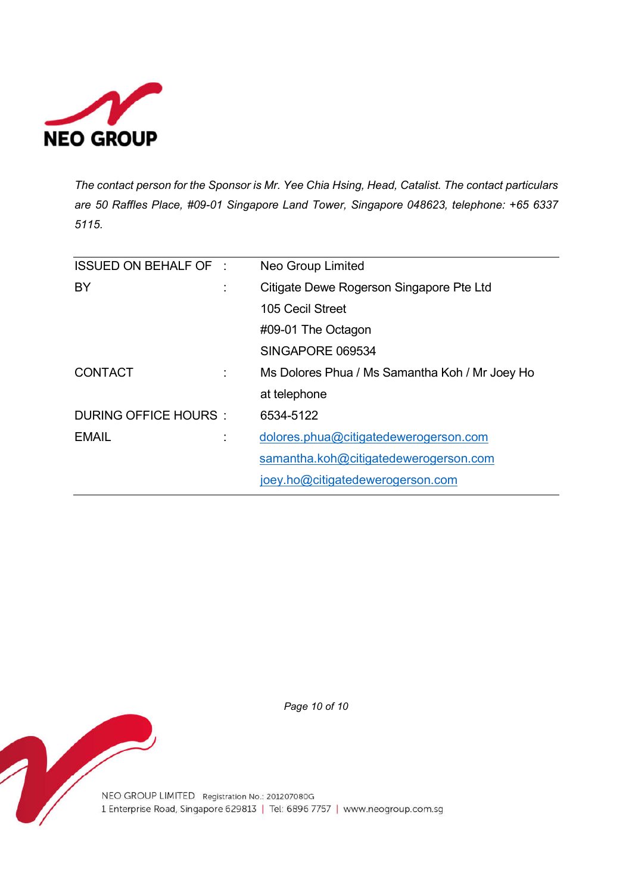*The contact person for the Sponsor is Mr. Yee Chia Hsing, Head, Catalist. The contact particulars are 50 Raffles Place, #09-01 Singapore Land Tower, Singapore 048623, telephone: +65 6337 5115.*

| | | |
|---|---|---|
| ISSUED ON BEHALF OF | : | Neo Group Limited |
| BY | : | Citigate Dewe Rogerson Singapore Pte Ltd<br>105 Cecil Street<br>#09-01 The Octagon<br>SINGAPORE 069534 |
| CONTACT | : | Ms Dolores Phua / Ms Samantha Koh / Mr Joey Ho at telephone |
| DURING OFFICE HOURS | : | 6534-5122 |
| EMAIL | : | dolores.phua@citigatedewerogerson.com<br>samantha.koh@citigatedewerogerson.com<br>joey.ho@citigatedewerogerson.com |